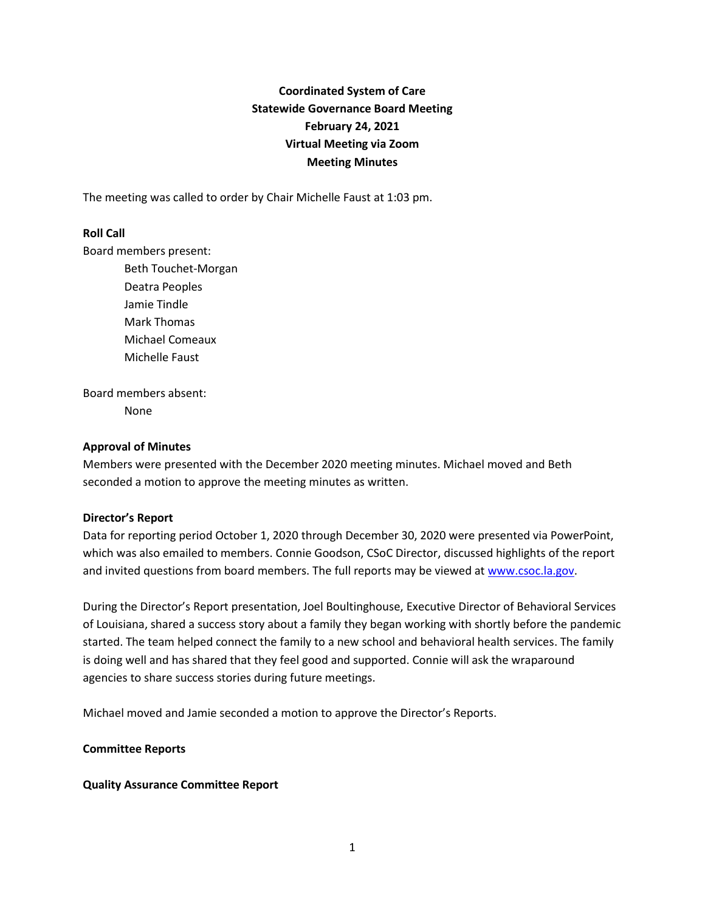**Coordinated System of Care**
**Statewide Governance Board Meeting**
**February 24, 2021**
**Virtual Meeting via Zoom**
**Meeting Minutes**

The meeting was called to order by Chair Michelle Faust at 1:03 pm.

**Roll Call**

Board members present:

- Beth Touchet-Morgan
- Deatra Peoples
- Jamie Tindle
- Mark Thomas
- Michael Comeaux
- Michelle Faust

Board members absent:

- None

**Approval of Minutes**

Members were presented with the December 2020 meeting minutes. Michael moved and Beth seconded a motion to approve the meeting minutes as written.

**Director's Report**

Data for reporting period October 1, 2020 through December 30, 2020 were presented via PowerPoint, which was also emailed to members. Connie Goodson, CSoC Director, discussed highlights of the report and invited questions from board members. The full reports may be viewed at www.csoc.la.gov.

During the Director's Report presentation, Joel Boultinghouse, Executive Director of Behavioral Services of Louisiana, shared a success story about a family they began working with shortly before the pandemic started. The team helped connect the family to a new school and behavioral health services. The family is doing well and has shared that they feel good and supported. Connie will ask the wraparound agencies to share success stories during future meetings.

Michael moved and Jamie seconded a motion to approve the Director's Reports.

**Committee Reports**

**Quality Assurance Committee Report**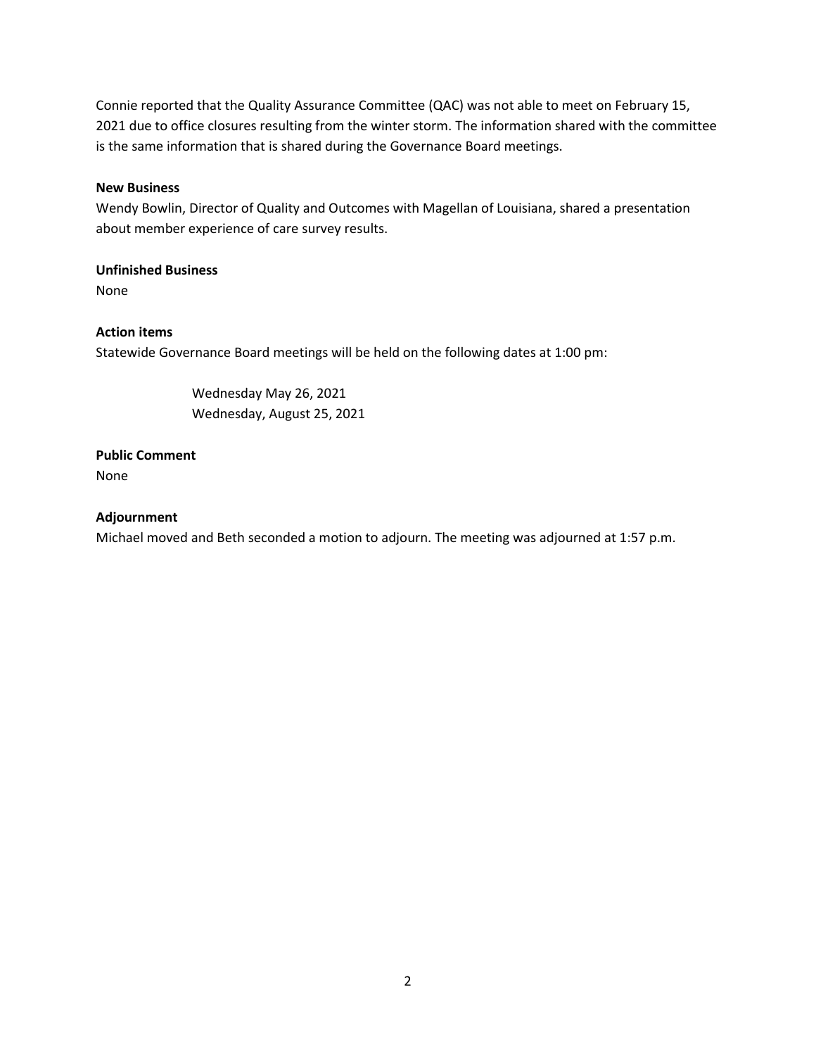Connie reported that the Quality Assurance Committee (QAC) was not able to meet on February 15, 2021 due to office closures resulting from the winter storm. The information shared with the committee is the same information that is shared during the Governance Board meetings.

**New Business**

Wendy Bowlin, Director of Quality and Outcomes with Magellan of Louisiana, shared a presentation about member experience of care survey results.

**Unfinished Business**

None

**Action items**

Statewide Governance Board meetings will be held on the following dates at 1:00 pm:

Wednesday May 26, 2021
Wednesday, August 25, 2021

**Public Comment**

None

**Adjournment**

Michael moved and Beth seconded a motion to adjourn. The meeting was adjourned at 1:57 p.m.